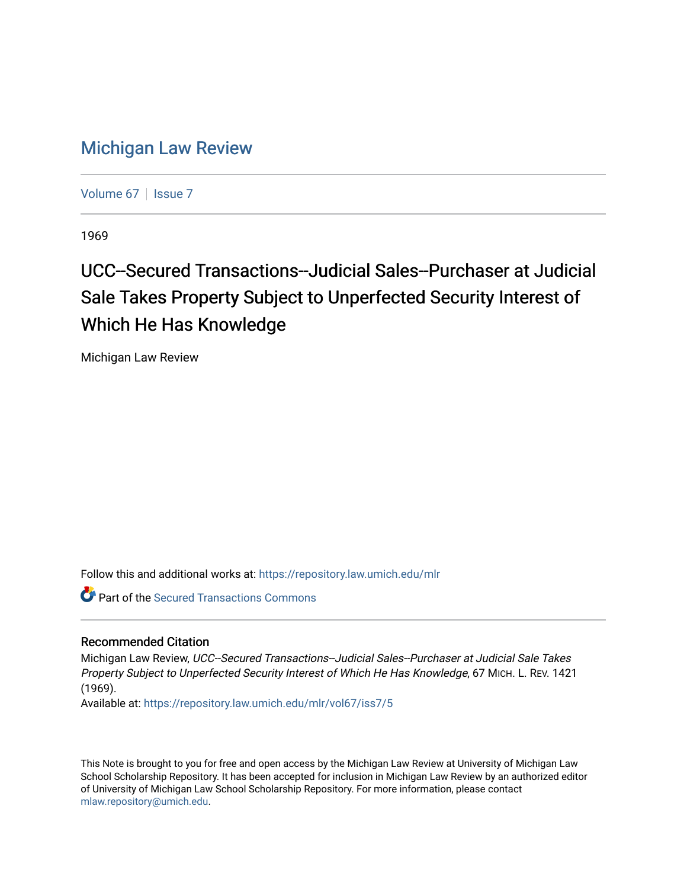# Michigan Law Review

Volume 67 | Issue 7

1969

## UCC--Secured Transactions--Judicial Sales--Purchaser at Judicial Sale Takes Property Subject to Unperfected Security Interest of Which He Has Knowledge

Michigan Law Review

Follow this and additional works at: https://repository.law.umich.edu/mlr

Part of the Secured Transactions Commons

### Recommended Citation

Michigan Law Review, *UCC--Secured Transactions--Judicial Sales--Purchaser at Judicial Sale Takes Property Subject to Unperfected Security Interest of Which He Has Knowledge*, 67 MICH. L. REV. 1421 (1969).

Available at: https://repository.law.umich.edu/mlr/vol67/iss7/5

This Note is brought to you for free and open access by the Michigan Law Review at University of Michigan Law School Scholarship Repository. It has been accepted for inclusion in Michigan Law Review by an authorized editor of University of Michigan Law School Scholarship Repository. For more information, please contact mlaw.repository@umich.edu.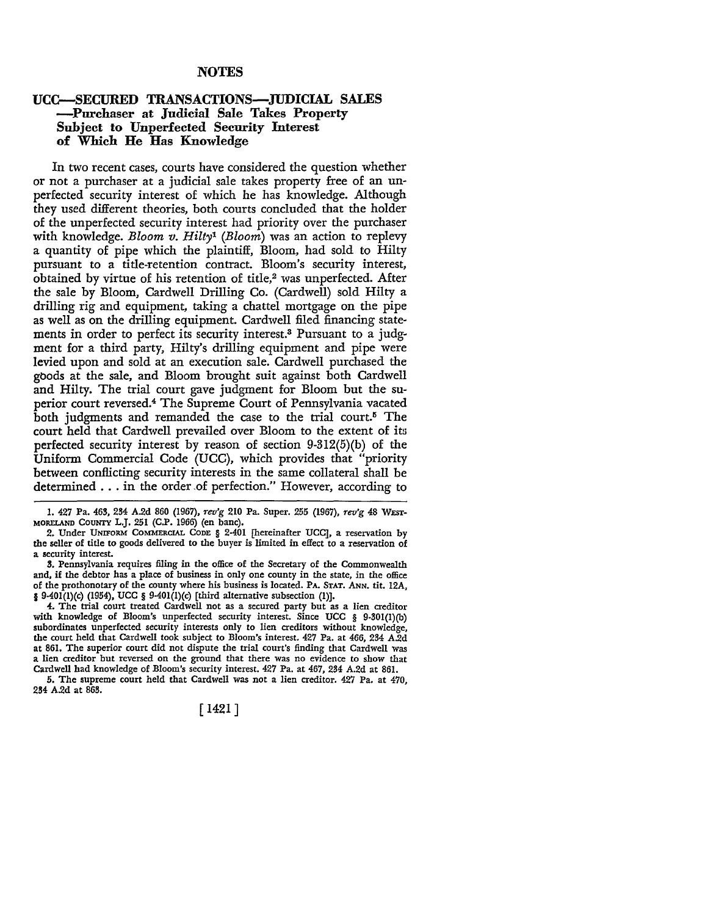## NOTES

### UCC—SECURED TRANSACTIONS—JUDICIAL SALES —Purchaser at Judicial Sale Takes Property Subject to Unperfected Security Interest of Which He Has Knowledge

In two recent cases, courts have considered the question whether or not a purchaser at a judicial sale takes property free of an unperfected security interest of which he has knowledge. Although they used different theories, both courts concluded that the holder of the unperfected security interest had priority over the purchaser with knowledge. *Bloom v. Hilty*[1] (*Bloom*) was an action to replevy a quantity of pipe which the plaintiff, Bloom, had sold to Hilty pursuant to a title-retention contract. Bloom's security interest, obtained by virtue of his retention of title,[2] was unperfected. After the sale by Bloom, Cardwell Drilling Co. (Cardwell) sold Hilty a drilling rig and equipment, taking a chattel mortgage on the pipe as well as on the drilling equipment. Cardwell filed financing statements in order to perfect its security interest.[3] Pursuant to a judgment for a third party, Hilty's drilling equipment and pipe were levied upon and sold at an execution sale. Cardwell purchased the goods at the sale, and Bloom brought suit against both Cardwell and Hilty. The trial court gave judgment for Bloom but the superior court reversed.[4] The Supreme Court of Pennsylvania vacated both judgments and remanded the case to the trial court.[5] The court held that Cardwell prevailed over Bloom to the extent of its perfected security interest by reason of section 9-312(5)(b) of the Uniform Commercial Code (UCC), which provides that "priority between conflicting security interests in the same collateral shall be determined . . . in the order of perfection." However, according to

---

1. 427 Pa. 463, 234 A.2d 860 (1967), *rev'g* 210 Pa. Super. 255 (1967), *rev'g* 48 WESTMORELAND COUNTY L.J. 251 (C.P. 1966) (en banc).

2. Under UNIFORM COMMERCIAL CODE § 2-401 [hereinafter UCC], a reservation by the seller of title to goods delivered to the buyer is limited in effect to a reservation of a security interest.

3. Pennsylvania requires filing in the office of the Secretary of the Commonwealth and, if the debtor has a place of business in only one county in the state, in the office of the prothonotary of the county where his business is located. PA. STAT. ANN. tit. 12A, § 9-401(1)(c) (1954), UCC § 9-401(1)(c) [third alternative subsection (1)].

4. The trial court treated Cardwell not as a secured party but as a lien creditor with knowledge of Bloom's unperfected security interest. Since UCC § 9-301(1)(b) subordinates unperfected security interests only to lien creditors without knowledge, the court held that Cardwell took subject to Bloom's interest. 427 Pa. at 466, 234 A.2d at 861. The superior court did not dispute the trial court's finding that Cardwell was a lien creditor but reversed on the ground that there was no evidence to show that Cardwell had knowledge of Bloom's security interest. 427 Pa. at 467, 234 A.2d at 861.

5. The supreme court held that Cardwell was not a lien creditor. 427 Pa. at 470, 234 A.2d at 863.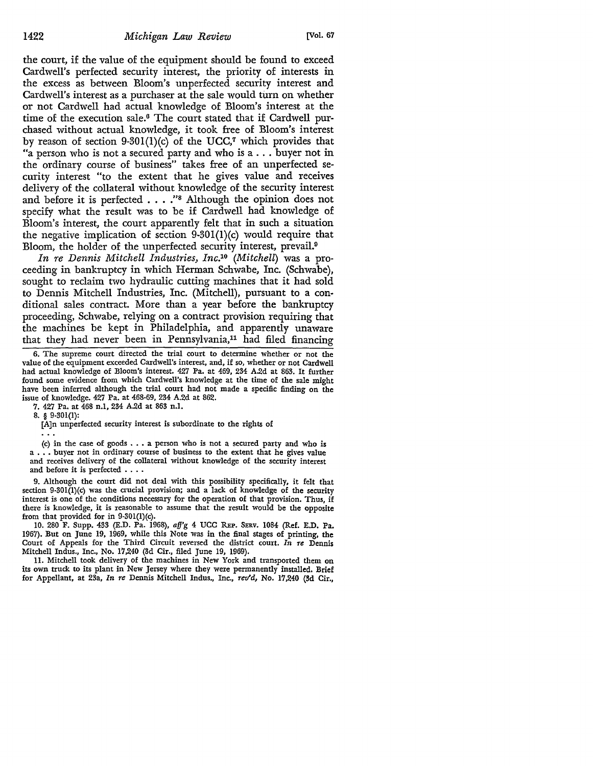the court, if the value of the equipment should be found to exceed Cardwell's perfected security interest, the priority of interests in the excess as between Bloom's unperfected security interest and Cardwell's interest as a purchaser at the sale would turn on whether or not Cardwell had actual knowledge of Bloom's interest at the time of the execution sale.[6] The court stated that if Cardwell purchased without actual knowledge, it took free of Bloom's interest by reason of section 9-301(1)(c) of the UCC,[7] which provides that "a person who is not a secured party and who is a . . . buyer not in the ordinary course of business" takes free of an unperfected security interest "to the extent that he gives value and receives delivery of the collateral without knowledge of the security interest and before it is perfected . . . ."[8] Although the opinion does not specify what the result was to be if Cardwell had knowledge of Bloom's interest, the court apparently felt that in such a situation the negative implication of section 9-301(1)(c) would require that Bloom, the holder of the unperfected security interest, prevail.[9]

*In re Dennis Mitchell Industries, Inc.*[10] (*Mitchell*) was a proceeding in bankruptcy in which Herman Schwabe, Inc. (Schwabe), sought to reclaim two hydraulic cutting machines that it had sold to Dennis Mitchell Industries, Inc. (Mitchell), pursuant to a conditional sales contract. More than a year before the bankruptcy proceeding, Schwabe, relying on a contract provision requiring that the machines be kept in Philadelphia, and apparently unaware that they had never been in Pennsylvania,[11] had filed financing

---

6. The supreme court directed the trial court to determine whether or not the value of the equipment exceeded Cardwell's interest, and, if so, whether or not Cardwell had actual knowledge of Bloom's interest. 427 Pa. at 469, 234 A.2d at 863. It further found some evidence from which Cardwell's knowledge at the time of the sale might have been inferred although the trial court had not made a specific finding on the issue of knowledge. 427 Pa. at 468-69, 234 A.2d at 862.

7. 427 Pa. at 468 n.1, 234 A.2d at 863 n.1.

8. § 9-301(1):

> [A]n unperfected security interest is subordinate to the rights of
>
> . . .
>
> (c) in the case of goods . . . a person who is not a secured party and who is a . . . buyer not in ordinary course of business to the extent that he gives value and receives delivery of the collateral without knowledge of the security interest and before it is perfected . . . .

9. Although the court did not deal with this possibility specifically, it felt that section 9-301(1)(c) was the crucial provision; and a lack of knowledge of the security interest is one of the conditions necessary for the operation of that provision. Thus, if there is knowledge, it is reasonable to assume that the result would be the opposite from that provided for in 9-301(1)(c).

10. 280 F. Supp. 433 (E.D. Pa. 1968), *aff'g* 4 UCC Rep. Serv. 1084 (Ref. E.D. Pa. 1967). But on June 19, 1969, while this Note was in the final stages of printing, the Court of Appeals for the Third Circuit reversed the district court. *In re* Dennis Mitchell Indus., Inc., No. 17,240 (3d Cir., filed June 19, 1969).

11. Mitchell took delivery of the machines in New York and transported them on its own truck to its plant in New Jersey where they were permanently installed. Brief for Appellant, at 23a, *In re* Dennis Mitchell Indus., Inc., *rev'd*, No. 17,240 (3d Cir.,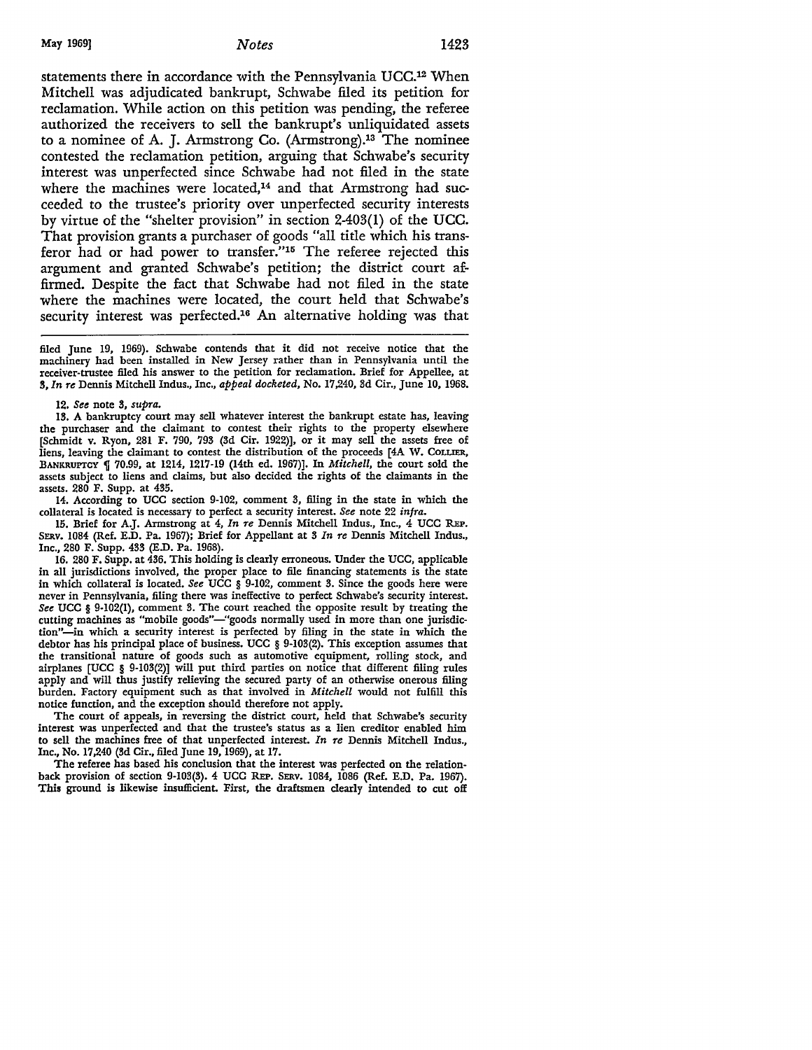statements there in accordance with the Pennsylvania UCC.[12] When Mitchell was adjudicated bankrupt, Schwabe filed its petition for reclamation. While action on this petition was pending, the referee authorized the receivers to sell the bankrupt's unliquidated assets to a nominee of A. J. Armstrong Co. (Armstrong).[13] The nominee contested the reclamation petition, arguing that Schwabe's security interest was unperfected since Schwabe had not filed in the state where the machines were located,[14] and that Armstrong had succeeded to the trustee's priority over unperfected security interests by virtue of the "shelter provision" in section 2-403(1) of the UCC. That provision grants a purchaser of goods "all title which his transferor had or had power to transfer."[15] The referee rejected this argument and granted Schwabe's petition; the district court affirmed. Despite the fact that Schwabe had not filed in the state where the machines were located, the court held that Schwabe's security interest was perfected.[16] An alternative holding was that

---

filed June 19, 1969). Schwabe contends that it did not receive notice that the machinery had been installed in New Jersey rather than in Pennsylvania until the receiver-trustee filed his answer to the petition for reclamation. Brief for Appellee, at 3, *In re* Dennis Mitchell Indus., Inc., *appeal docketed*, No. 17,240, 3d Cir., June 10, 1968.

12. *See* note 3, *supra.*

13. A bankruptcy court may sell whatever interest the bankrupt estate has, leaving the purchaser and the claimant to contest their rights to the property elsewhere [Schmidt v. Ryon, 281 F. 790, 793 (3d Cir. 1922)], or it may sell the assets free of liens, leaving the claimant to contest the distribution of the proceeds [4A W. COLLIER, BANKRUPTCY ¶ 70.99, at 1214, 1217-19 (14th ed. 1967)]. In *Mitchell*, the court sold the assets subject to liens and claims, but also decided the rights of the claimants in the assets. 280 F. Supp. at 435.

14. According to UCC section 9-102, comment 3, filing in the state in which the collateral is located is necessary to perfect a security interest. *See* note 22 *infra.*

15. Brief for A.J. Armstrong at 4, *In re* Dennis Mitchell Indus., Inc., 4 UCC REP. SERV. 1084 (Ref. E.D. Pa. 1967); Brief for Appellant at 3 *In re* Dennis Mitchell Indus., Inc., 280 F. Supp. 433 (E.D. Pa. 1968).

16. 280 F. Supp. at 436. This holding is clearly erroneous. Under the UCC, applicable in all jurisdictions involved, the proper place to file financing statements is the state in which collateral is located. *See* UCC § 9-102, comment 3. Since the goods here were never in Pennsylvania, filing there was ineffective to perfect Schwabe's security interest. *See* UCC § 9-102(1), comment 3. The court reached the opposite result by treating the cutting machines as "mobile goods"—"goods normally used in more than one jurisdiction"—in which a security interest is perfected by filing in the state in which the debtor has his principal place of business. UCC § 9-103(2). This exception assumes that the transitional nature of goods such as automotive equipment, rolling stock, and airplanes [UCC § 9-103(2)] will put third parties on notice that different filing rules apply and will thus justify relieving the secured party of an otherwise onerous filing burden. Factory equipment such as that involved in *Mitchell* would not fulfill this notice function, and the exception should therefore not apply.

The court of appeals, in reversing the district court, held that Schwabe's security interest was unperfected and that the trustee's status as a lien creditor enabled him to sell the machines free of that unperfected interest. *In re* Dennis Mitchell Indus., Inc., No. 17,240 (3d Cir., filed June 19, 1969), at 17.

The referee has based his conclusion that the interest was perfected on the relation-back provision of section 9-103(3). 4 UCC REP. SERV. 1084, 1086 (Ref. E.D. Pa. 1967). This ground is likewise insufficient. First, the draftsmen clearly intended to cut off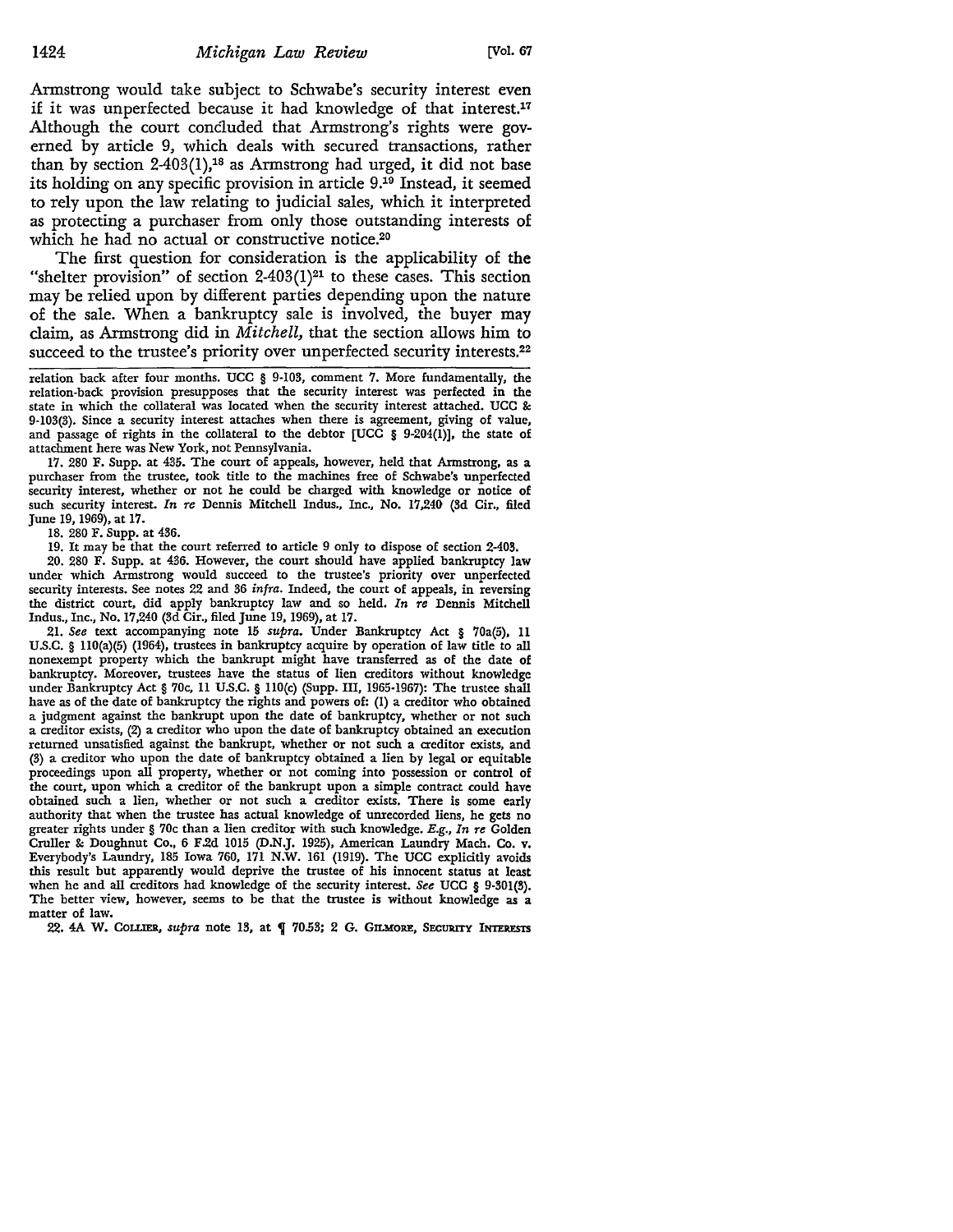Armstrong would take subject to Schwabe's security interest even if it was unperfected because it had knowledge of that interest.[17] Although the court concluded that Armstrong's rights were governed by article 9, which deals with secured transactions, rather than by section 2-403(1),[18] as Armstrong had urged, it did not base its holding on any specific provision in article 9.[19] Instead, it seemed to rely upon the law relating to judicial sales, which it interpreted as protecting a purchaser from only those outstanding interests of which he had no actual or constructive notice.[20]

The first question for consideration is the applicability of the "shelter provision" of section 2-403(1)[21] to these cases. This section may be relied upon by different parties depending upon the nature of the sale. When a bankruptcy sale is involved, the buyer may claim, as Armstrong did in *Mitchell*, that the section allows him to succeed to the trustee's priority over unperfected security interests.[22]

---

relation back after four months. UCC § 9-103, comment 7. More fundamentally, the relation-back provision presupposes that the security interest was perfected in the state in which the collateral was located when the security interest attached. UCC & 9-103(3). Since a security interest attaches when there is agreement, giving of value, and passage of rights in the collateral to the debtor [UCC § 9-204(1)], the state of attachment here was New York, not Pennsylvania.

17. 280 F. Supp. at 435. The court of appeals, however, held that Armstrong, as a purchaser from the trustee, took title to the machines free of Schwabe's unperfected security interest, whether or not he could be charged with knowledge or notice of such security interest. *In re* Dennis Mitchell Indus., Inc., No. 17,240 (3d Cir., filed June 19, 1969), at 17.

18. 280 F. Supp. at 436.

19. It may be that the court referred to article 9 only to dispose of section 2-403.

20. 280 F. Supp. at 436. However, the court should have applied bankruptcy law under which Armstrong would succeed to the trustee's priority over unperfected security interests. See notes 22 and 36 *infra*. Indeed, the court of appeals, in reversing the district court, did apply bankruptcy law and so held. *In re* Dennis Mitchell Indus., Inc., No. 17,240 (3d Cir., filed June 19, 1969), at 17.

21. *See* text accompanying note 15 *supra*. Under Bankruptcy Act § 70a(5), 11 U.S.C. § 110(a)(5) (1964), trustees in bankruptcy acquire by operation of law title to all nonexempt property which the bankrupt might have transferred as of the date of bankruptcy. Moreover, trustees have the status of lien creditors without knowledge under Bankruptcy Act § 70c, 11 U.S.C. § 110(c) (Supp. III, 1965-1967): The trustee shall have as of the date of bankruptcy the rights and powers of: (1) a creditor who obtained a judgment against the bankrupt upon the date of bankruptcy, whether or not such a creditor exists, (2) a creditor who upon the date of bankruptcy obtained an execution returned unsatisfied against the bankrupt, whether or not such a creditor exists, and (3) a creditor who upon the date of bankruptcy obtained a lien by legal or equitable proceedings upon all property, whether or not coming into possession or control of the court, upon which a creditor of the bankrupt upon a simple contract could have obtained such a lien, whether or not such a creditor exists. There is some early authority that when the trustee has actual knowledge of unrecorded liens, he gets no greater rights under § 70c than a lien creditor with such knowledge. *E.g., In re* Golden Cruller & Doughnut Co., 6 F.2d 1015 (D.N.J. 1925), American Laundry Mach. Co. v. Everybody's Laundry, 185 Iowa 760, 171 N.W. 161 (1919). The UCC explicitly avoids this result but apparently would deprive the trustee of his innocent status at least when he and all creditors had knowledge of the security interest. *See* UCC § 9-301(3). The better view, however, seems to be that the trustee is without knowledge as a matter of law.

22. 4A W. Collier, *supra* note 13, at ¶ 70.53; 2 G. Gilmore, Security Interests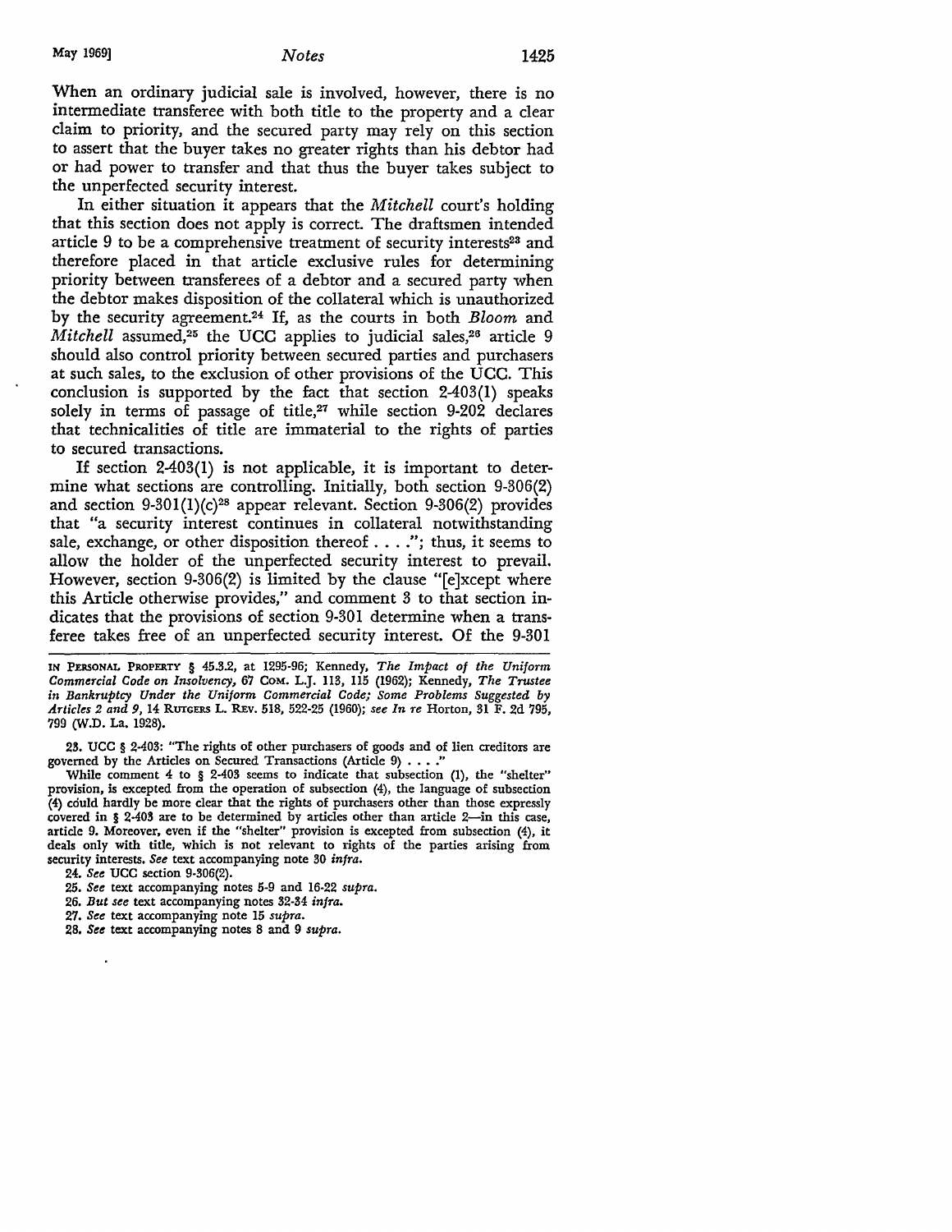When an ordinary judicial sale is involved, however, there is no intermediate transferee with both title to the property and a clear claim to priority, and the secured party may rely on this section to assert that the buyer takes no greater rights than his debtor had or had power to transfer and that thus the buyer takes subject to the unperfected security interest.

In either situation it appears that the *Mitchell* court's holding that this section does not apply is correct. The draftsmen intended article 9 to be a comprehensive treatment of security interests[23] and therefore placed in that article exclusive rules for determining priority between transferees of a debtor and a secured party when the debtor makes disposition of the collateral which is unauthorized by the security agreement.[24] If, as the courts in both *Bloom* and *Mitchell* assumed,[25] the UCC applies to judicial sales,[26] article 9 should also control priority between secured parties and purchasers at such sales, to the exclusion of other provisions of the UCC. This conclusion is supported by the fact that section 2-403(1) speaks solely in terms of passage of title,[27] while section 9-202 declares that technicalities of title are immaterial to the rights of parties to secured transactions.

If section 2-403(1) is not applicable, it is important to determine what sections are controlling. Initially, both section 9-306(2) and section 9-301(1)(c)[28] appear relevant. Section 9-306(2) provides that "a security interest continues in collateral notwithstanding sale, exchange, or other disposition thereof . . . ."; thus, it seems to allow the holder of the unperfected security interest to prevail. However, section 9-306(2) is limited by the clause "[e]xcept where this Article otherwise provides," and comment 3 to that section indicates that the provisions of section 9-301 determine when a transferee takes free of an unperfected security interest. Of the 9-301

---

IN PERSONAL PROPERTY § 45.3.2, at 1295-96; Kennedy, *The Impact of the Uniform Commercial Code on Insolvency*, 67 COM. L.J. 113, 115 (1962); Kennedy, *The Trustee in Bankruptcy Under the Uniform Commercial Code; Some Problems Suggested by Articles 2 and 9*, 14 RUTGERS L. REV. 518, 522-25 (1960); *see In re* Horton, 31 F. 2d 795, 799 (W.D. La. 1928).

23. UCC § 2-403: "The rights of other purchasers of goods and of lien creditors are governed by the Articles on Secured Transactions (Article 9) . . . ."

While comment 4 to § 2-403 seems to indicate that subsection (1), the "shelter" provision, is excepted from the operation of subsection (4), the language of subsection (4) could hardly be more clear that the rights of purchasers other than those expressly covered in § 2-403 are to be determined by articles other than article 2—in this case, article 9. Moreover, even if the "shelter" provision is excepted from subsection (4), it deals only with title, which is not relevant to rights of the parties arising from security interests. *See* text accompanying note 30 *infra*.

24. *See* UCC section 9-306(2).

25. *See* text accompanying notes 5-9 and 16-22 *supra*.

26. *But see* text accompanying notes 32-34 *infra*.

27. *See* text accompanying note 15 *supra*.

28. *See* text accompanying notes 8 and 9 *supra*.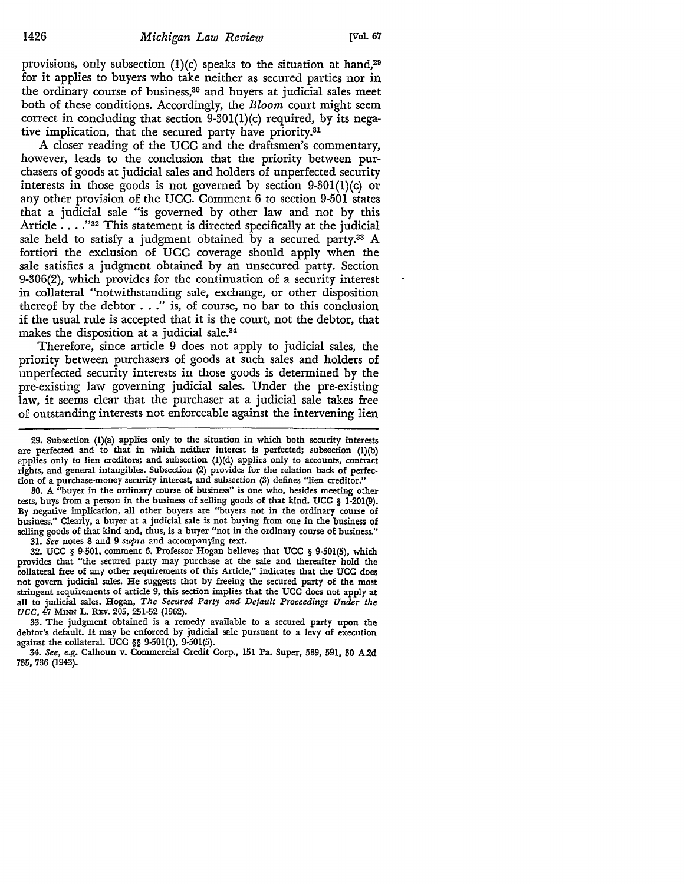provisions, only subsection (1)(c) speaks to the situation at hand,[29] for it applies to buyers who take neither as secured parties nor in the ordinary course of business,[30] and buyers at judicial sales meet both of these conditions. Accordingly, the *Bloom* court might seem correct in concluding that section 9-301(1)(c) required, by its negative implication, that the secured party have priority.[31]

A closer reading of the UCC and the draftsmen's commentary, however, leads to the conclusion that the priority between purchasers of goods at judicial sales and holders of unperfected security interests in those goods is not governed by section 9-301(1)(c) or any other provision of the UCC. Comment 6 to section 9-501 states that a judicial sale "is governed by other law and not by this Article . . . ."[32] This statement is directed specifically at the judicial sale held to satisfy a judgment obtained by a secured party.[33] A fortiori the exclusion of UCC coverage should apply when the sale satisfies a judgment obtained by an unsecured party. Section 9-306(2), which provides for the continuation of a security interest in collateral "notwithstanding sale, exchange, or other disposition thereof by the debtor . . ." is, of course, no bar to this conclusion if the usual rule is accepted that it is the court, not the debtor, that makes the disposition at a judicial sale.[34]

Therefore, since article 9 does not apply to judicial sales, the priority between purchasers of goods at such sales and holders of unperfected security interests in those goods is determined by the pre-existing law governing judicial sales. Under the pre-existing law, it seems clear that the purchaser at a judicial sale takes free of outstanding interests not enforceable against the intervening lien

---

29. Subsection (1)(a) applies only to the situation in which both security interests are perfected and to that in which neither interest is perfected; subsection (1)(b) applies only to lien creditors; and subsection (1)(d) applies only to accounts, contract rights, and general intangibles. Subsection (2) provides for the relation back of perfection of a purchase-money security interest, and subsection (3) defines "lien creditor."

30. A "buyer in the ordinary course of business" is one who, besides meeting other tests, buys from a person in the business of selling goods of that kind. UCC § 1-201(9). By negative implication, all other buyers are "buyers not in the ordinary course of business." Clearly, a buyer at a judicial sale is not buying from one in the business of selling goods of that kind and, thus, is a buyer "not in the ordinary course of business."

31. *See* notes 8 and 9 *supra* and accompanying text.

32. UCC § 9-501, comment 6. Professor Hogan believes that UCC § 9-501(5), which provides that "the secured party may purchase at the sale and thereafter hold the collateral free of any other requirements of this Article," indicates that the UCC does not govern judicial sales. He suggests that by freeing the secured party of the most stringent requirements of article 9, this section implies that the UCC does not apply at all to judicial sales. Hogan, *The Secured Party and Default Proceedings Under the UCC*, 47 MINN L. REV. 205, 251-52 (1962).

33. The judgment obtained is a remedy available to a secured party upon the debtor's default. It may be enforced by judicial sale pursuant to a levy of execution against the collateral. UCC §§ 9-501(1), 9-501(5).

34. *See, e.g.* Calhoun v. Commercial Credit Corp., 151 Pa. Super, 589, 591, 30 A.2d 735, 736 (1943).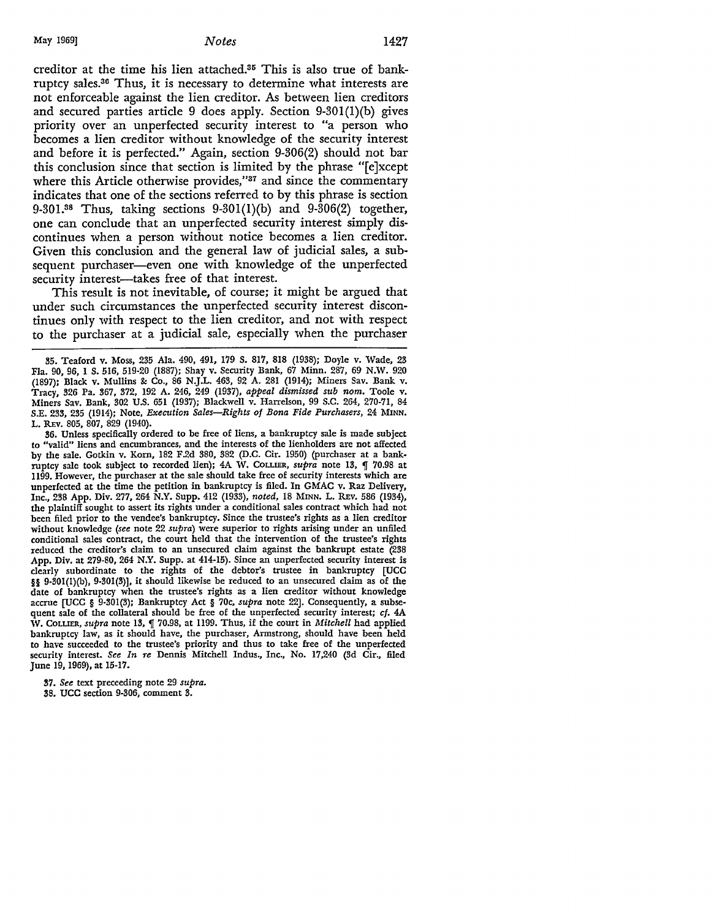creditor at the time his lien attached.[35] This is also true of bankruptcy sales.[36] Thus, it is necessary to determine what interests are not enforceable against the lien creditor. As between lien creditors and secured parties article 9 does apply. Section 9-301(1)(b) gives priority over an unperfected security interest to "a person who becomes a lien creditor without knowledge of the security interest and before it is perfected." Again, section 9-306(2) should not bar this conclusion since that section is limited by the phrase "[e]xcept where this Article otherwise provides,"[37] and since the commentary indicates that one of the sections referred to by this phrase is section 9-301.[38] Thus, taking sections 9-301(1)(b) and 9-306(2) together, one can conclude that an unperfected security interest simply discontinues when a person without notice becomes a lien creditor. Given this conclusion and the general law of judicial sales, a subsequent purchaser—even one with knowledge of the unperfected security interest—takes free of that interest.

This result is not inevitable, of course; it might be argued that under such circumstances the unperfected security interest discontinues only with respect to the lien creditor, and not with respect to the purchaser at a judicial sale, especially when the purchaser

---

35. Teaford v. Moss, 235 Ala. 490, 491, 179 S. 817, 818 (1938); Doyle v. Wade, 23 Fla. 90, 96, 1 S. 516, 519-20 (1887); Shay v. Security Bank, 67 Minn. 287, 69 N.W. 920 (1897); Black v. Mullins & Co., 86 N.J.L. 463, 92 A. 281 (1914); Miners Sav. Bank v. Tracy, 326 Pa. 367, 372, 192 A. 246, 249 (1937), *appeal dismissed sub nom.* Toole v. Miners Sav. Bank, 302 U.S. 651 (1937); Blackwell v. Harrelson, 99 S.C. 264, 270-71, 84 S.E. 233, 235 (1914); Note, *Execution Sales—Rights of Bona Fide Purchasers*, 24 MINN. L. REV. 805, 807, 829 (1940).

36. Unless specifically ordered to be free of liens, a bankruptcy sale is made subject to "valid" liens and encumbrances, and the interests of the lienholders are not affected by the sale. Gotkin v. Korn, 182 F.2d 380, 382 (D.C. Cir. 1950) (purchaser at a bankruptcy sale took subject to recorded lien); 4A W. COLLIER, *supra* note 13, ¶ 70.98 at 1199. However, the purchaser at the sale should take free of security interests which are unperfected at the time the petition in bankruptcy is filed. In GMAC v. Raz Delivery, Inc., 238 App. Div. 277, 264 N.Y. Supp. 412 (1933), *noted,* 18 MINN. L. REV. 586 (1934), the plaintiff sought to assert its rights under a conditional sales contract which had not been filed prior to the vendee's bankruptcy. Since the trustee's rights as a lien creditor without knowledge (*see* note 22 *supra*) were superior to rights arising under an unfiled conditional sales contract, the court held that the intervention of the trustee's rights reduced the creditor's claim to an unsecured claim against the bankrupt estate (238 App. Div. at 279-80, 264 N.Y. Supp. at 414-15). Since an unperfected security interest is clearly subordinate to the rights of the debtor's trustee in bankruptcy [UCC §§ 9-301(1)(b), 9-301(3)], it should likewise be reduced to an unsecured claim as of the date of bankruptcy when the trustee's rights as a lien creditor without knowledge accrue [UCC § 9-301(3); Bankruptcy Act § 70c, *supra* note 22]. Consequently, a subsequent sale of the collateral should be free of the unperfected security interest; *cf.* 4A W. COLLIER, *supra* note 13, ¶ 70.98, at 1199. Thus, if the court in *Mitchell* had applied bankruptcy law, as it should have, the purchaser, Armstrong, should have been held to have succeeded to the trustee's priority and thus to take free of the unperfected security interest. *See In re* Dennis Mitchell Indus., Inc., No. 17,240 (3d Cir., filed June 19, 1969), at 15-17.

37. *See* text preceeding note 29 *supra.*

38. UCC section 9-306, comment 3.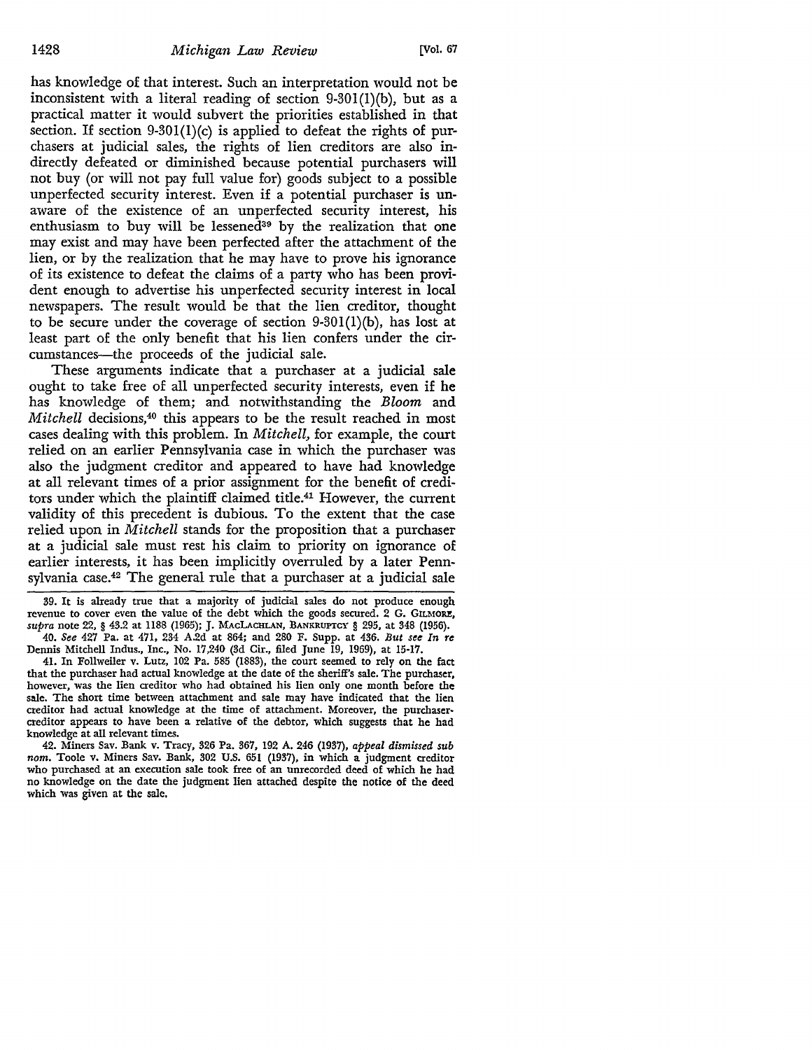has knowledge of that interest. Such an interpretation would not be inconsistent with a literal reading of section 9-301(1)(b), but as a practical matter it would subvert the priorities established in that section. If section 9-301(1)(c) is applied to defeat the rights of purchasers at judicial sales, the rights of lien creditors are also indirectly defeated or diminished because potential purchasers will not buy (or will not pay full value for) goods subject to a possible unperfected security interest. Even if a potential purchaser is unaware of the existence of an unperfected security interest, his enthusiasm to buy will be lessened[39] by the realization that one may exist and may have been perfected after the attachment of the lien, or by the realization that he may have to prove his ignorance of its existence to defeat the claims of a party who has been provident enough to advertise his unperfected security interest in local newspapers. The result would be that the lien creditor, thought to be secure under the coverage of section 9-301(1)(b), has lost at least part of the only benefit that his lien confers under the circumstances—the proceeds of the judicial sale.

These arguments indicate that a purchaser at a judicial sale ought to take free of all unperfected security interests, even if he has knowledge of them; and notwithstanding the *Bloom* and *Mitchell* decisions,[40] this appears to be the result reached in most cases dealing with this problem. In *Mitchell*, for example, the court relied on an earlier Pennsylvania case in which the purchaser was also the judgment creditor and appeared to have had knowledge at all relevant times of a prior assignment for the benefit of creditors under which the plaintiff claimed title.[41] However, the current validity of this precedent is dubious. To the extent that the case relied upon in *Mitchell* stands for the proposition that a purchaser at a judicial sale must rest his claim to priority on ignorance of earlier interests, it has been implicitly overruled by a later Pennsylvania case.[42] The general rule that a purchaser at a judicial sale

---

39. It is already true that a majority of judicial sales do not produce enough revenue to cover even the value of the debt which the goods secured. 2 G. GILMORE, *supra* note 22, § 43.2 at 1188 (1965); J. MACLACHLAN, BANKRUPTCY § 295, at 348 (1956).

40. *See* 427 Pa. at 471, 234 A.2d at 864; and 280 F. Supp. at 436. *But see In re* Dennis Mitchell Indus., Inc., No. 17,240 (3d Cir., filed June 19, 1969), at 15-17.

41. In Follweiler v. Lutz, 102 Pa. 585 (1883), the court seemed to rely on the fact that the purchaser had actual knowledge at the date of the sheriff's sale. The purchaser, however, was the lien creditor who had obtained his lien only one month before the sale. The short time between attachment and sale may have indicated that the lien creditor had actual knowledge at the time of attachment. Moreover, the purchaser-creditor appears to have been a relative of the debtor, which suggests that he had knowledge at all relevant times.

42. Miners Sav. Bank v. Tracy, 326 Pa. 367, 192 A. 246 (1937), *appeal dismissed sub nom.* Toole v. Miners Sav. Bank, 302 U.S. 651 (1937), in which a judgment creditor who purchased at an execution sale took free of an unrecorded deed of which he had no knowledge on the date the judgment lien attached despite the notice of the deed which was given at the sale.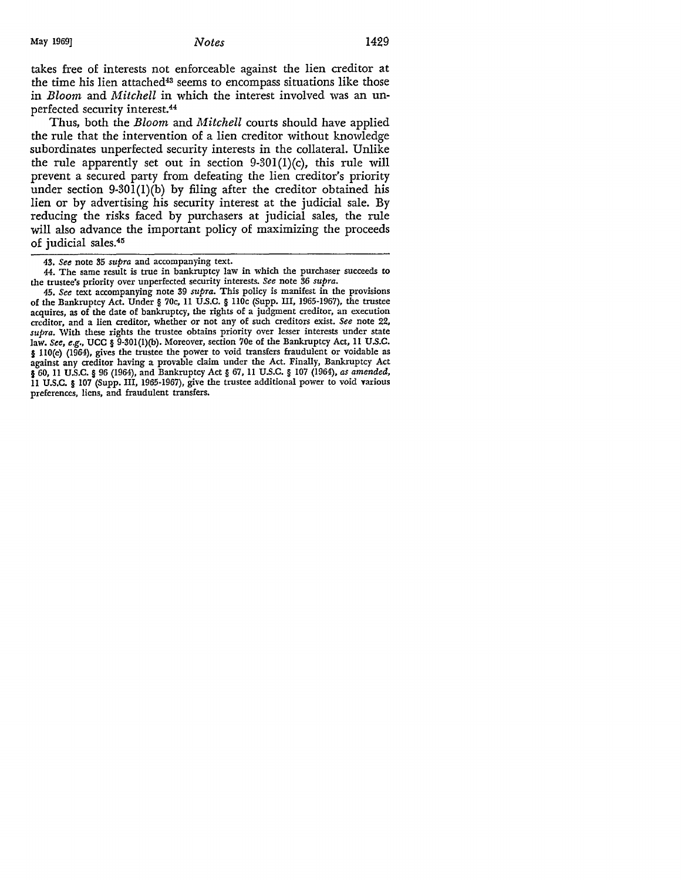takes free of interests not enforceable against the lien creditor at the time his lien attached[43] seems to encompass situations like those in *Bloom* and *Mitchell* in which the interest involved was an unperfected security interest.[44]

Thus, both the *Bloom* and *Mitchell* courts should have applied the rule that the intervention of a lien creditor without knowledge subordinates unperfected security interests in the collateral. Unlike the rule apparently set out in section 9-301(1)(c), this rule will prevent a secured party from defeating the lien creditor's priority under section 9-301(1)(b) by filing after the creditor obtained his lien or by advertising his security interest at the judicial sale. By reducing the risks faced by purchasers at judicial sales, the rule will also advance the important policy of maximizing the proceeds of judicial sales.[45]

---

43. *See* note 35 *supra* and accompanying text.

44. The same result is true in bankruptcy law in which the purchaser succeeds to the trustee's priority over unperfected security interests. *See* note 36 *supra*.

45. *See* text accompanying note 39 *supra*. This policy is manifest in the provisions of the Bankruptcy Act. Under § 70c, 11 U.S.C. § 110c (Supp. III, 1965-1967), the trustee acquires, as of the date of bankruptcy, the rights of a judgment creditor, an execution creditor, and a lien creditor, whether or not any of such creditors exist. *See* note 22, *supra*. With these rights the trustee obtains priority over lesser interests under state law. *See, e.g.*, UCC § 9-301(1)(b). Moreover, section 70e of the Bankruptcy Act, 11 U.S.C. § 110(e) (1964), gives the trustee the power to void transfers fraudulent or voidable as against any creditor having a provable claim under the Act. Finally, Bankruptcy Act § 60, 11 U.S.C. § 96 (1964), and Bankruptcy Act § 67, 11 U.S.C. § 107 (1964), *as amended*, 11 U.S.C. § 107 (Supp. III, 1965-1967), give the trustee additional power to void various preferences, liens, and fraudulent transfers.